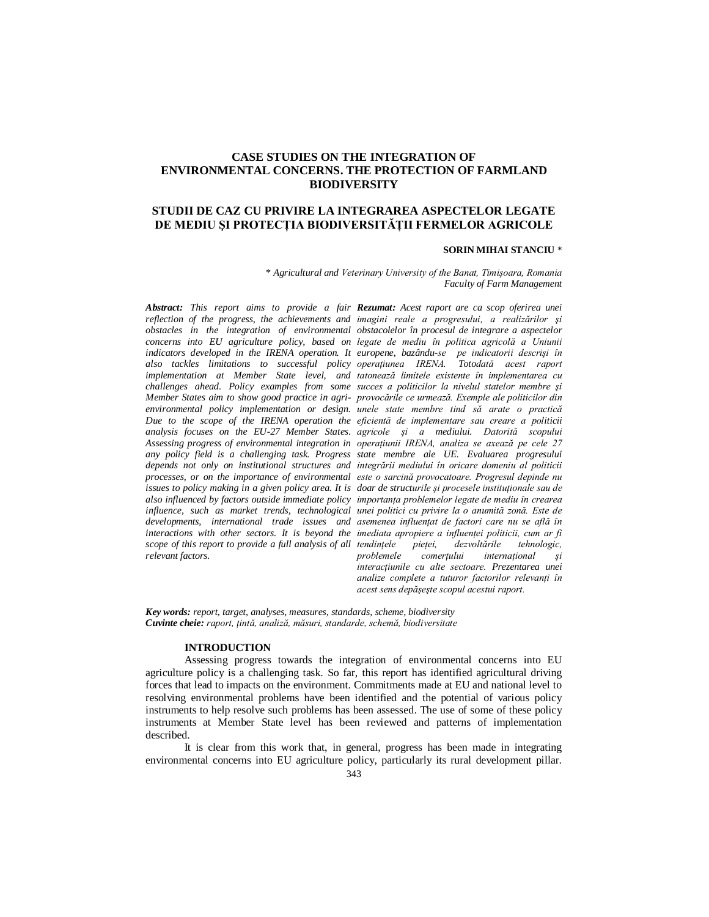# CASE STUDIES ON THE INTEGRATION OF ENVIRONMENTAL CONCERNS. THE PROTECTION OF FARMLAND BIODIVERSITY

# STUDII DE CAZ CU PRIVIRE LA INTEGRAREA ASPECTELOR LEGATE DE MEDIU ŞI PROTECȚIA BIODIVERSITĂȚII FERMELOR AGRICOLE

**SORIN MIHAI STANCIU** *

*\* Agricultural and Veterinary University of the Banat, Timişoara, Romania*
*Faculty of Farm Management*

***Abstract:*** *This report aims to provide a fair reflection of the progress, the achievements and obstacles in the integration of environmental concerns into EU agriculture policy, based on indicators developed in the IRENA operation. It also tackles limitations to successful policy implementation at Member State level, and challenges ahead. Policy examples from some Member States aim to show good practice in agri-environmental policy implementation or design. Due to the scope of the IRENA operation the analysis focuses on the EU-27 Member States. Assessing progress of environmental integration in any policy field is a challenging task. Progress depends not only on institutional structures and processes, or on the importance of environmental issues to policy making in a given policy area. It is also influenced by factors outside immediate policy influence, such as market trends, technological developments, international trade issues and interactions with other sectors. It is beyond the scope of this report to provide a full analysis of all relevant factors.*

***Rezumat:*** *Acest raport are ca scop oferirea unei imagini reale a progresului, a realizărilor şi obstacolelor în procesul de integrare a aspectelor legate de mediu în politica agricolă a Uniunii europene, bazându-se pe indicatorii descrişi în operaţiunea IRENA. Totodată acest raport tatonează limitele existente în implementarea cu succes a politicilor la nivelul statelor membre şi provocările ce urmează. Exemple ale politicilor din unele state membre tind să arate o practică eficientă de implementare sau creare a politicii agricole şi a mediului. Datorită scopului operaţiunii IRENA, analiza se axează pe cele 27 state membre ale UE. Evaluarea progresului integrării mediului în oricare domeniu al politicii este o sarcină provocatoare. Progresul depinde nu doar de structurile şi procesele instituţionale sau de importanţa problemelor legate de mediu în crearea unei politici cu privire la o anumită zonă. Este de asemenea influenţat de factori care nu se află în imediata apropiere a influenţei politicii, cum ar fi tendinţele pieţei, dezvoltările tehnologic, problemele comerţului internaţional şi interacţiunile cu alte sectoare. Prezentarea unei analize complete a tuturor factorilor relevanţi în acest sens depăşeşte scopul acestui raport.*

***Key words:*** *report, target, analyses, measures, standards, scheme, biodiversity*
***Cuvinte cheie:*** *raport, ţintă, analiză, măsuri, standarde, schemă, biodiversitate*

## INTRODUCTION

Assessing progress towards the integration of environmental concerns into EU agriculture policy is a challenging task. So far, this report has identified agricultural driving forces that lead to impacts on the environment. Commitments made at EU and national level to resolving environmental problems have been identified and the potential of various policy instruments to help resolve such problems has been assessed. The use of some of these policy instruments at Member State level has been reviewed and patterns of implementation described.

It is clear from this work that, in general, progress has been made in integrating environmental concerns into EU agriculture policy, particularly its rural development pillar.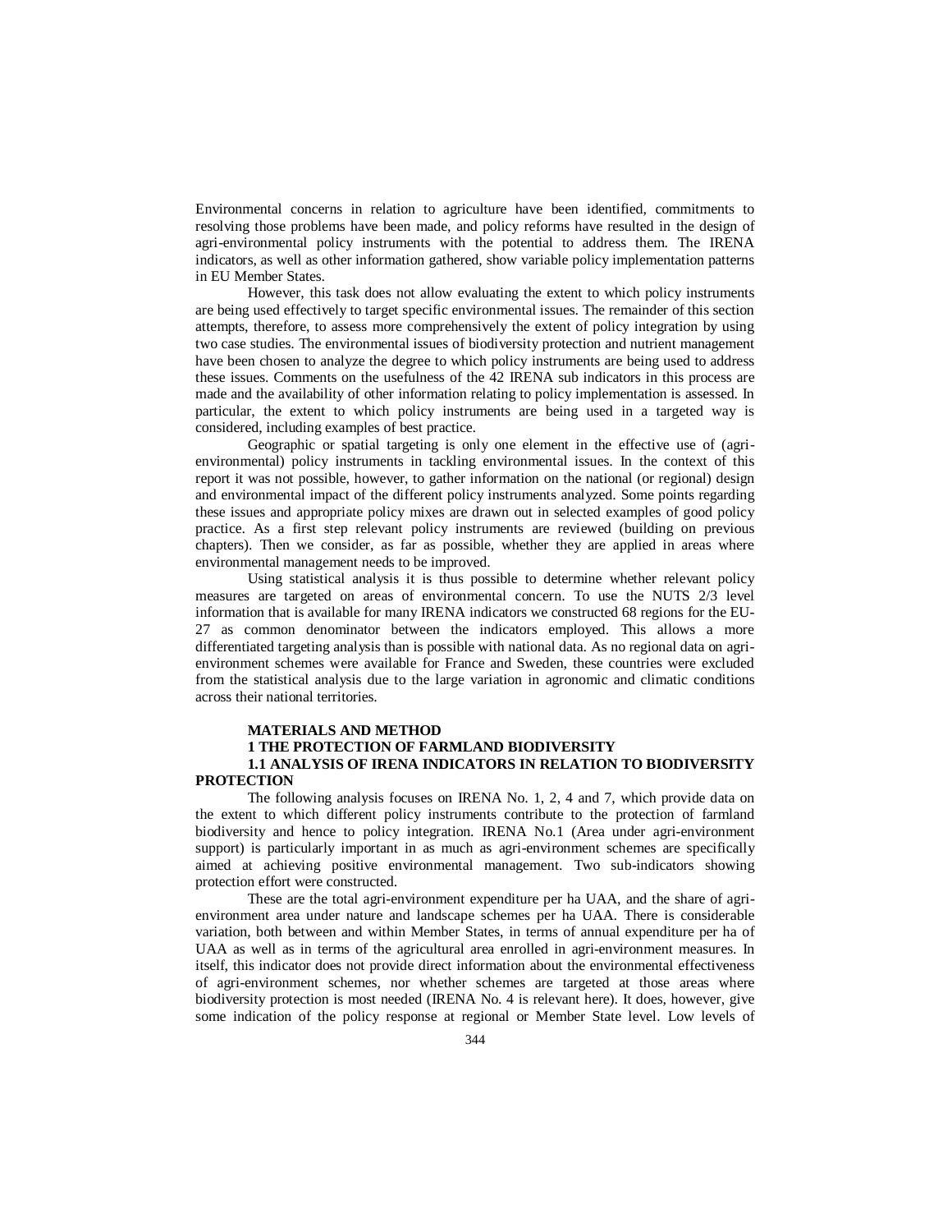Environmental concerns in relation to agriculture have been identified, commitments to resolving those problems have been made, and policy reforms have resulted in the design of agri-environmental policy instruments with the potential to address them. The IRENA indicators, as well as other information gathered, show variable policy implementation patterns in EU Member States.

However, this task does not allow evaluating the extent to which policy instruments are being used effectively to target specific environmental issues. The remainder of this section attempts, therefore, to assess more comprehensively the extent of policy integration by using two case studies. The environmental issues of biodiversity protection and nutrient management have been chosen to analyze the degree to which policy instruments are being used to address these issues. Comments on the usefulness of the 42 IRENA sub indicators in this process are made and the availability of other information relating to policy implementation is assessed. In particular, the extent to which policy instruments are being used in a targeted way is considered, including examples of best practice.

Geographic or spatial targeting is only one element in the effective use of (agri-environmental) policy instruments in tackling environmental issues. In the context of this report it was not possible, however, to gather information on the national (or regional) design and environmental impact of the different policy instruments analyzed. Some points regarding these issues and appropriate policy mixes are drawn out in selected examples of good policy practice. As a first step relevant policy instruments are reviewed (building on previous chapters). Then we consider, as far as possible, whether they are applied in areas where environmental management needs to be improved.

Using statistical analysis it is thus possible to determine whether relevant policy measures are targeted on areas of environmental concern. To use the NUTS 2/3 level information that is available for many IRENA indicators we constructed 68 regions for the EU-27 as common denominator between the indicators employed. This allows a more differentiated targeting analysis than is possible with national data. As no regional data on agri-environment schemes were available for France and Sweden, these countries were excluded from the statistical analysis due to the large variation in agronomic and climatic conditions across their national territories.

## MATERIALS AND METHOD

### 1 THE PROTECTION OF FARMLAND BIODIVERSITY

### 1.1 ANALYSIS OF IRENA INDICATORS IN RELATION TO BIODIVERSITY PROTECTION

The following analysis focuses on IRENA No. 1, 2, 4 and 7, which provide data on the extent to which different policy instruments contribute to the protection of farmland biodiversity and hence to policy integration. IRENA No.1 (Area under agri-environment support) is particularly important in as much as agri-environment schemes are specifically aimed at achieving positive environmental management. Two sub-indicators showing protection effort were constructed.

These are the total agri-environment expenditure per ha UAA, and the share of agri-environment area under nature and landscape schemes per ha UAA. There is considerable variation, both between and within Member States, in terms of annual expenditure per ha of UAA as well as in terms of the agricultural area enrolled in agri-environment measures. In itself, this indicator does not provide direct information about the environmental effectiveness of agri-environment schemes, nor whether schemes are targeted at those areas where biodiversity protection is most needed (IRENA No. 4 is relevant here). It does, however, give some indication of the policy response at regional or Member State level. Low levels of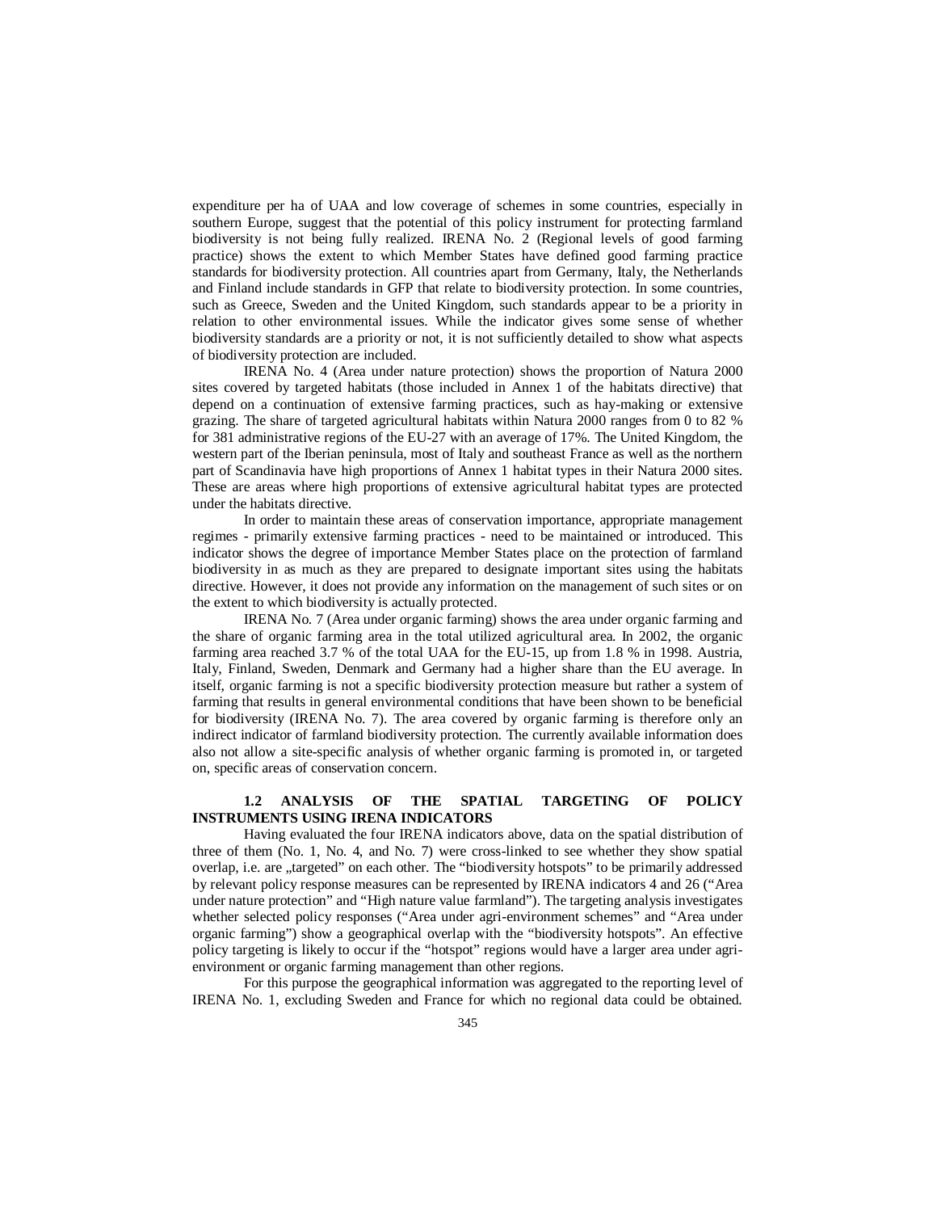expenditure per ha of UAA and low coverage of schemes in some countries, especially in southern Europe, suggest that the potential of this policy instrument for protecting farmland biodiversity is not being fully realized. IRENA No. 2 (Regional levels of good farming practice) shows the extent to which Member States have defined good farming practice standards for biodiversity protection. All countries apart from Germany, Italy, the Netherlands and Finland include standards in GFP that relate to biodiversity protection. In some countries, such as Greece, Sweden and the United Kingdom, such standards appear to be a priority in relation to other environmental issues. While the indicator gives some sense of whether biodiversity standards are a priority or not, it is not sufficiently detailed to show what aspects of biodiversity protection are included.

IRENA No. 4 (Area under nature protection) shows the proportion of Natura 2000 sites covered by targeted habitats (those included in Annex 1 of the habitats directive) that depend on a continuation of extensive farming practices, such as hay-making or extensive grazing. The share of targeted agricultural habitats within Natura 2000 ranges from 0 to 82 % for 381 administrative regions of the EU-27 with an average of 17%. The United Kingdom, the western part of the Iberian peninsula, most of Italy and southeast France as well as the northern part of Scandinavia have high proportions of Annex 1 habitat types in their Natura 2000 sites. These are areas where high proportions of extensive agricultural habitat types are protected under the habitats directive.

In order to maintain these areas of conservation importance, appropriate management regimes - primarily extensive farming practices - need to be maintained or introduced. This indicator shows the degree of importance Member States place on the protection of farmland biodiversity in as much as they are prepared to designate important sites using the habitats directive. However, it does not provide any information on the management of such sites or on the extent to which biodiversity is actually protected.

IRENA No. 7 (Area under organic farming) shows the area under organic farming and the share of organic farming area in the total utilized agricultural area. In 2002, the organic farming area reached 3.7 % of the total UAA for the EU-15, up from 1.8 % in 1998. Austria, Italy, Finland, Sweden, Denmark and Germany had a higher share than the EU average. In itself, organic farming is not a specific biodiversity protection measure but rather a system of farming that results in general environmental conditions that have been shown to be beneficial for biodiversity (IRENA No. 7). The area covered by organic farming is therefore only an indirect indicator of farmland biodiversity protection. The currently available information does also not allow a site-specific analysis of whether organic farming is promoted in, or targeted on, specific areas of conservation concern.

### 1.2 ANALYSIS OF THE SPATIAL TARGETING OF POLICY INSTRUMENTS USING IRENA INDICATORS

Having evaluated the four IRENA indicators above, data on the spatial distribution of three of them (No. 1, No. 4, and No. 7) were cross-linked to see whether they show spatial overlap, i.e. are „targeted" on each other. The "biodiversity hotspots" to be primarily addressed by relevant policy response measures can be represented by IRENA indicators 4 and 26 ("Area under nature protection" and "High nature value farmland"). The targeting analysis investigates whether selected policy responses ("Area under agri-environment schemes" and "Area under organic farming") show a geographical overlap with the "biodiversity hotspots". An effective policy targeting is likely to occur if the "hotspot" regions would have a larger area under agri-environment or organic farming management than other regions.

For this purpose the geographical information was aggregated to the reporting level of IRENA No. 1, excluding Sweden and France for which no regional data could be obtained.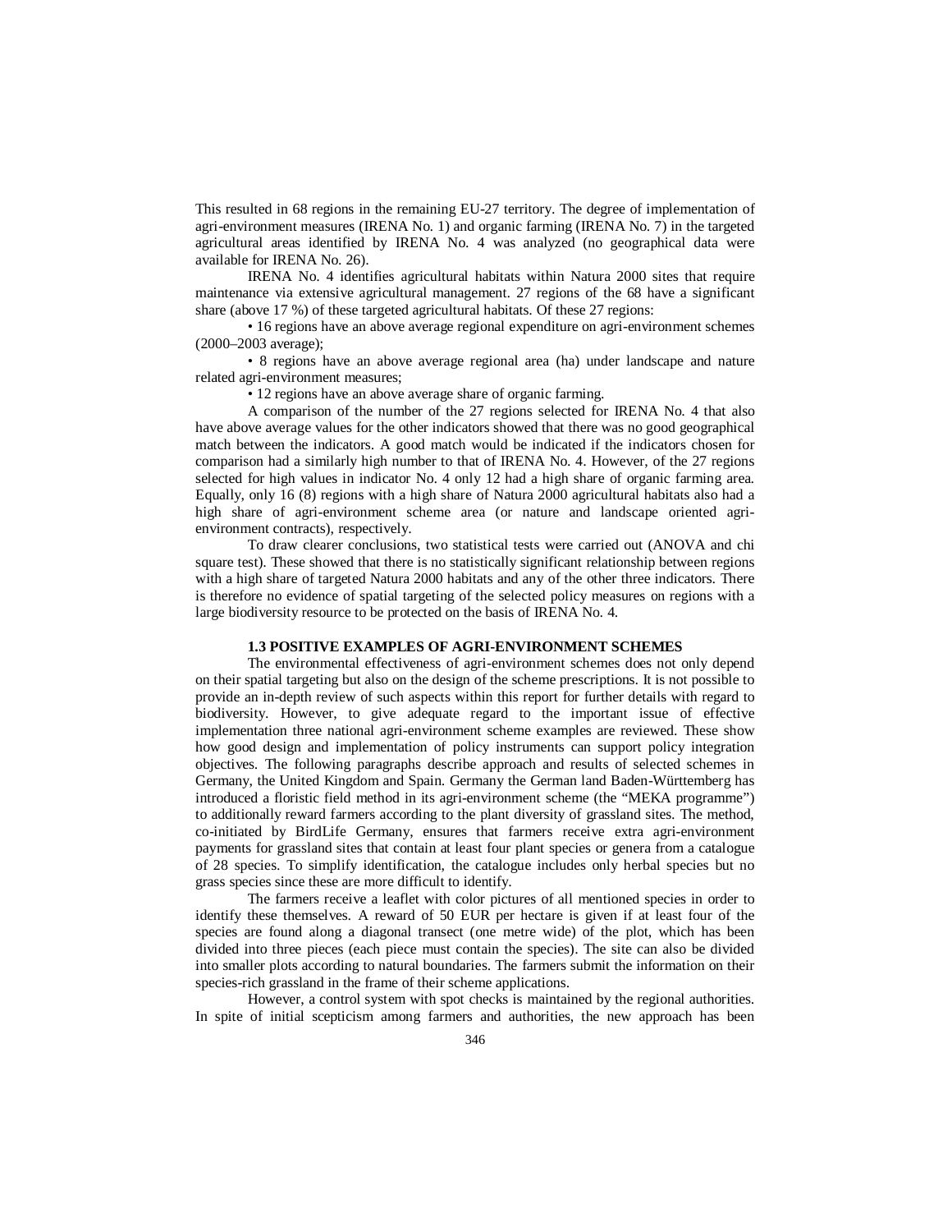This resulted in 68 regions in the remaining EU-27 territory. The degree of implementation of agri-environment measures (IRENA No. 1) and organic farming (IRENA No. 7) in the targeted agricultural areas identified by IRENA No. 4 was analyzed (no geographical data were available for IRENA No. 26).

IRENA No. 4 identifies agricultural habitats within Natura 2000 sites that require maintenance via extensive agricultural management. 27 regions of the 68 have a significant share (above 17 %) of these targeted agricultural habitats. Of these 27 regions:

• 16 regions have an above average regional expenditure on agri-environment schemes (2000–2003 average);

• 8 regions have an above average regional area (ha) under landscape and nature related agri-environment measures;

• 12 regions have an above average share of organic farming.

A comparison of the number of the 27 regions selected for IRENA No. 4 that also have above average values for the other indicators showed that there was no good geographical match between the indicators. A good match would be indicated if the indicators chosen for comparison had a similarly high number to that of IRENA No. 4. However, of the 27 regions selected for high values in indicator No. 4 only 12 had a high share of organic farming area. Equally, only 16 (8) regions with a high share of Natura 2000 agricultural habitats also had a high share of agri-environment scheme area (or nature and landscape oriented agri-environment contracts), respectively.

To draw clearer conclusions, two statistical tests were carried out (ANOVA and chi square test). These showed that there is no statistically significant relationship between regions with a high share of targeted Natura 2000 habitats and any of the other three indicators. There is therefore no evidence of spatial targeting of the selected policy measures on regions with a large biodiversity resource to be protected on the basis of IRENA No. 4.

### 1.3 POSITIVE EXAMPLES OF AGRI-ENVIRONMENT SCHEMES

The environmental effectiveness of agri-environment schemes does not only depend on their spatial targeting but also on the design of the scheme prescriptions. It is not possible to provide an in-depth review of such aspects within this report for further details with regard to biodiversity. However, to give adequate regard to the important issue of effective implementation three national agri-environment scheme examples are reviewed. These show how good design and implementation of policy instruments can support policy integration objectives. The following paragraphs describe approach and results of selected schemes in Germany, the United Kingdom and Spain. Germany the German land Baden-Württemberg has introduced a floristic field method in its agri-environment scheme (the "MEKA programme") to additionally reward farmers according to the plant diversity of grassland sites. The method, co-initiated by BirdLife Germany, ensures that farmers receive extra agri-environment payments for grassland sites that contain at least four plant species or genera from a catalogue of 28 species. To simplify identification, the catalogue includes only herbal species but no grass species since these are more difficult to identify.

The farmers receive a leaflet with color pictures of all mentioned species in order to identify these themselves. A reward of 50 EUR per hectare is given if at least four of the species are found along a diagonal transect (one metre wide) of the plot, which has been divided into three pieces (each piece must contain the species). The site can also be divided into smaller plots according to natural boundaries. The farmers submit the information on their species-rich grassland in the frame of their scheme applications.

However, a control system with spot checks is maintained by the regional authorities. In spite of initial scepticism among farmers and authorities, the new approach has been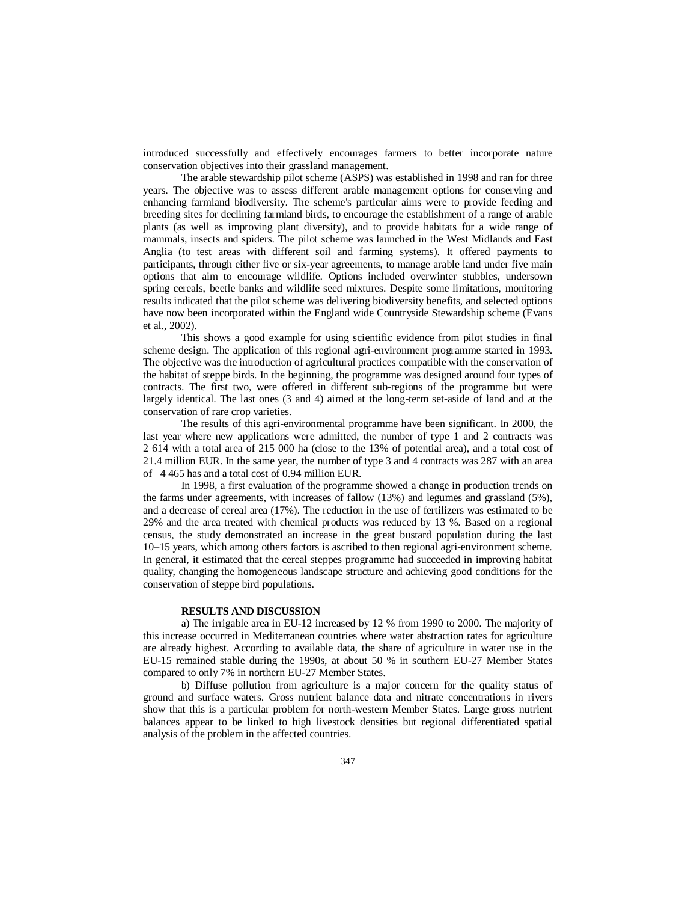introduced successfully and effectively encourages farmers to better incorporate nature conservation objectives into their grassland management.

The arable stewardship pilot scheme (ASPS) was established in 1998 and ran for three years. The objective was to assess different arable management options for conserving and enhancing farmland biodiversity. The scheme's particular aims were to provide feeding and breeding sites for declining farmland birds, to encourage the establishment of a range of arable plants (as well as improving plant diversity), and to provide habitats for a wide range of mammals, insects and spiders. The pilot scheme was launched in the West Midlands and East Anglia (to test areas with different soil and farming systems). It offered payments to participants, through either five or six-year agreements, to manage arable land under five main options that aim to encourage wildlife. Options included overwinter stubbles, undersown spring cereals, beetle banks and wildlife seed mixtures. Despite some limitations, monitoring results indicated that the pilot scheme was delivering biodiversity benefits, and selected options have now been incorporated within the England wide Countryside Stewardship scheme (Evans et al., 2002).

This shows a good example for using scientific evidence from pilot studies in final scheme design. The application of this regional agri-environment programme started in 1993. The objective was the introduction of agricultural practices compatible with the conservation of the habitat of steppe birds. In the beginning, the programme was designed around four types of contracts. The first two, were offered in different sub-regions of the programme but were largely identical. The last ones (3 and 4) aimed at the long-term set-aside of land and at the conservation of rare crop varieties.

The results of this agri-environmental programme have been significant. In 2000, the last year where new applications were admitted, the number of type 1 and 2 contracts was 2 614 with a total area of 215 000 ha (close to the 13% of potential area), and a total cost of 21.4 million EUR. In the same year, the number of type 3 and 4 contracts was 287 with an area of 4 465 has and a total cost of 0.94 million EUR.

In 1998, a first evaluation of the programme showed a change in production trends on the farms under agreements, with increases of fallow (13%) and legumes and grassland (5%), and a decrease of cereal area (17%). The reduction in the use of fertilizers was estimated to be 29% and the area treated with chemical products was reduced by 13 %. Based on a regional census, the study demonstrated an increase in the great bustard population during the last 10–15 years, which among others factors is ascribed to then regional agri-environment scheme. In general, it estimated that the cereal steppes programme had succeeded in improving habitat quality, changing the homogeneous landscape structure and achieving good conditions for the conservation of steppe bird populations.

## RESULTS AND DISCUSSION

a) The irrigable area in EU-12 increased by 12 % from 1990 to 2000. The majority of this increase occurred in Mediterranean countries where water abstraction rates for agriculture are already highest. According to available data, the share of agriculture in water use in the EU-15 remained stable during the 1990s, at about 50 % in southern EU-27 Member States compared to only 7% in northern EU-27 Member States.

b) Diffuse pollution from agriculture is a major concern for the quality status of ground and surface waters. Gross nutrient balance data and nitrate concentrations in rivers show that this is a particular problem for north-western Member States. Large gross nutrient balances appear to be linked to high livestock densities but regional differentiated spatial analysis of the problem in the affected countries.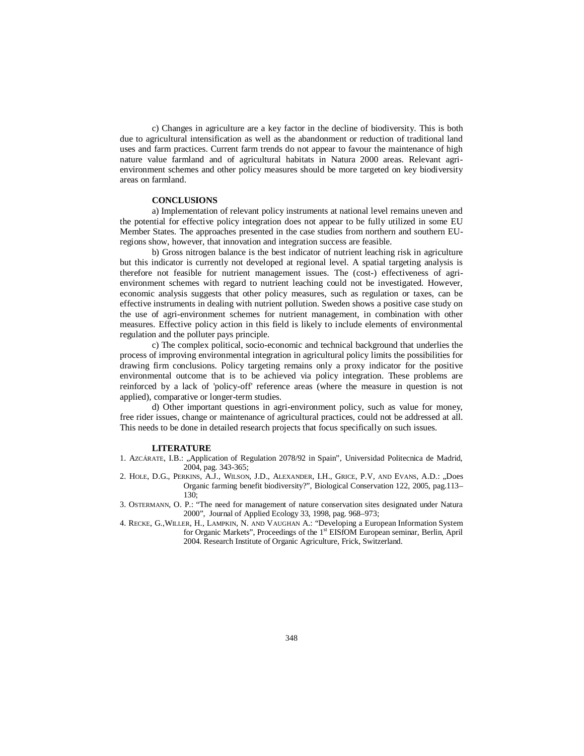c) Changes in agriculture are a key factor in the decline of biodiversity. This is both due to agricultural intensification as well as the abandonment or reduction of traditional land uses and farm practices. Current farm trends do not appear to favour the maintenance of high nature value farmland and of agricultural habitats in Natura 2000 areas. Relevant agri-environment schemes and other policy measures should be more targeted on key biodiversity areas on farmland.

## CONCLUSIONS

a) Implementation of relevant policy instruments at national level remains uneven and the potential for effective policy integration does not appear to be fully utilized in some EU Member States. The approaches presented in the case studies from northern and southern EU-regions show, however, that innovation and integration success are feasible.

b) Gross nitrogen balance is the best indicator of nutrient leaching risk in agriculture but this indicator is currently not developed at regional level. A spatial targeting analysis is therefore not feasible for nutrient management issues. The (cost-) effectiveness of agri-environment schemes with regard to nutrient leaching could not be investigated. However, economic analysis suggests that other policy measures, such as regulation or taxes, can be effective instruments in dealing with nutrient pollution. Sweden shows a positive case study on the use of agri-environment schemes for nutrient management, in combination with other measures. Effective policy action in this field is likely to include elements of environmental regulation and the polluter pays principle.

c) The complex political, socio-economic and technical background that underlies the process of improving environmental integration in agricultural policy limits the possibilities for drawing firm conclusions. Policy targeting remains only a proxy indicator for the positive environmental outcome that is to be achieved via policy integration. These problems are reinforced by a lack of 'policy-off' reference areas (where the measure in question is not applied), comparative or longer-term studies.

d) Other important questions in agri-environment policy, such as value for money, free rider issues, change or maintenance of agricultural practices, could not be addressed at all. This needs to be done in detailed research projects that focus specifically on such issues.

## LITERATURE

1. Azcárate, I.B.: „Application of Regulation 2078/92 in Spain", Universidad Politecnica de Madrid, 2004, pag. 343-365;
2. Hole, D.G., Perkins, A.J., Wilson, J.D., Alexander, I.H., Grice, P.V, and Evans, A.D.: „Does Organic farming benefit biodiversity?", Biological Conservation 122, 2005, pag.113–130;
3. Ostermann, O. P.: "The need for management of nature conservation sites designated under Natura 2000", Journal of Applied Ecology 33, 1998, pag. 968–973;
4. Recke, G., Willer, H., Lampkin, N. and Vaughan A.: "Developing a European Information System for Organic Markets", Proceedings of the 1st EISfOM European seminar, Berlin, April 2004. Research Institute of Organic Agriculture, Frick, Switzerland.